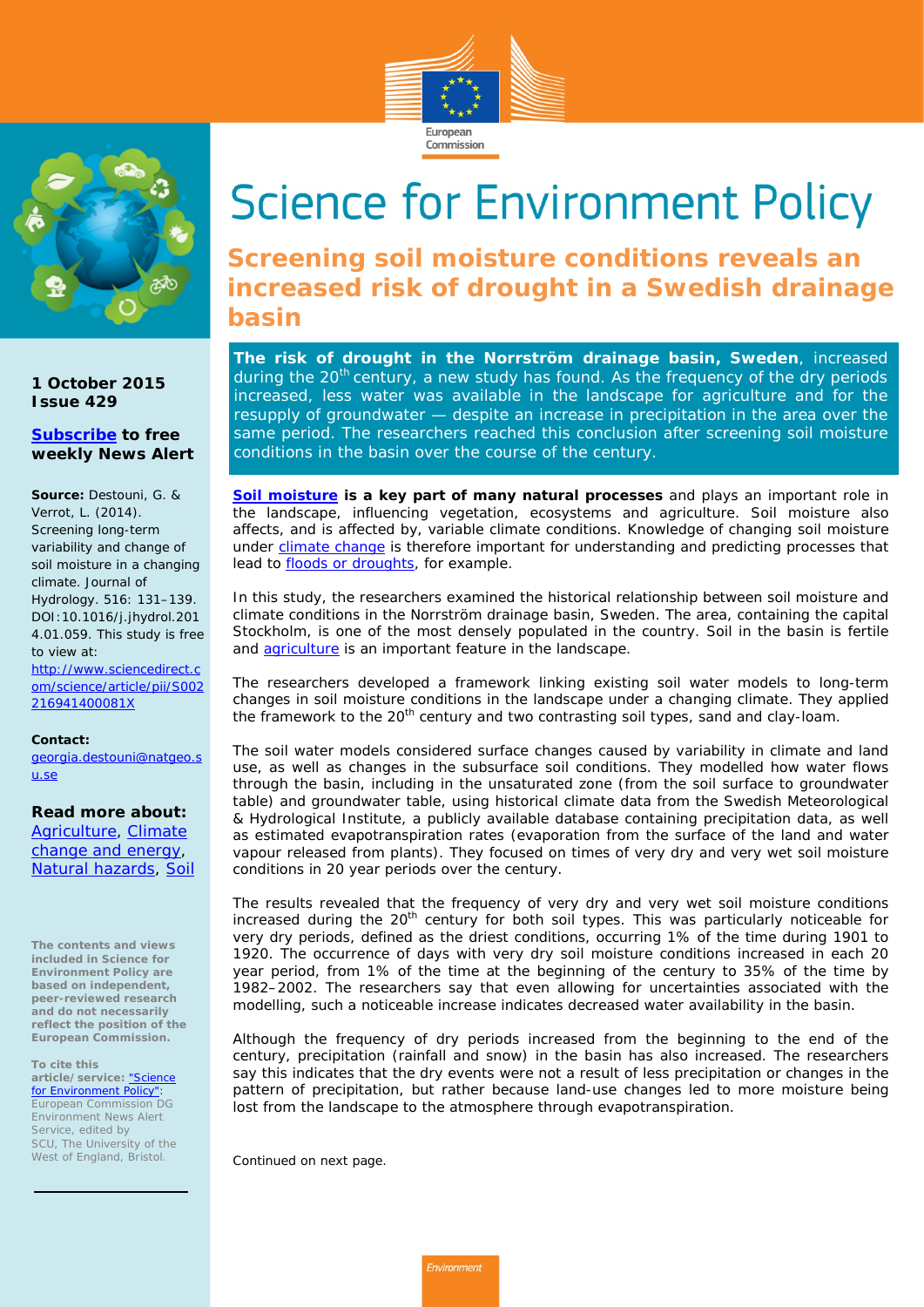# Science for Environment Policy

## Screening soil moisture conditions reveals an increased risk of drought in a Swedish drainage basin

1 October 2015
Issue 429

**Subscribe to free weekly News Alert**

**Source:** Destouni, G. & Verrot, L. (2014). Screening long-term variability and change of soil moisture in a changing climate. Journal of Hydrology. 516: 131–139. DOI:10.1016/j.jhydrol.2014.01.059. This study is free to view at: http://www.sciencedirect.com/science/article/pii/S002216941400081X

**Contact:**
georgia.destouni@natgeo.su.se

**Read more about:**
Agriculture, Climate change and energy, Natural hazards, Soil

**The contents and views included in Science for Environment Policy are based on independent, peer-reviewed research and do not necessarily reflect the position of the European Commission.**

**To cite this article/service:** "Science for Environment Policy": European Commission DG Environment News Alert Service, edited by SCU, The University of the West of England, Bristol.

**The risk of drought in the Norrström drainage basin, Sweden**, increased during the 20th century, a new study has found. As the frequency of the dry periods increased, less water was available in the landscape for agriculture and for the resupply of groundwater — despite an increase in precipitation in the area over the same period. The researchers reached this conclusion after screening soil moisture conditions in the basin over the course of the century.

**Soil moisture is a key part of many natural processes** and plays an important role in the landscape, influencing vegetation, ecosystems and agriculture. Soil moisture also affects, and is affected by, variable climate conditions. Knowledge of changing soil moisture under climate change is therefore important for understanding and predicting processes that lead to floods or droughts, for example.

In this study, the researchers examined the historical relationship between soil moisture and climate conditions in the Norrström drainage basin, Sweden. The area, containing the capital Stockholm, is one of the most densely populated in the country. Soil in the basin is fertile and agriculture is an important feature in the landscape.

The researchers developed a framework linking existing soil water models to long-term changes in soil moisture conditions in the landscape under a changing climate. They applied the framework to the 20th century and two contrasting soil types, sand and clay-loam.

The soil water models considered surface changes caused by variability in climate and land use, as well as changes in the subsurface soil conditions. They modelled how water flows through the basin, including in the unsaturated zone (from the soil surface to groundwater table) and groundwater table, using historical climate data from the Swedish Meteorological & Hydrological Institute, a publicly available database containing precipitation data, as well as estimated evapotranspiration rates (evaporation from the surface of the land and water vapour released from plants). They focused on times of very dry and very wet soil moisture conditions in 20 year periods over the century.

The results revealed that the frequency of very dry and very wet soil moisture conditions increased during the 20th century for both soil types. This was particularly noticeable for very dry periods, defined as the driest conditions, occurring 1% of the time during 1901 to 1920. The occurrence of days with very dry soil moisture conditions increased in each 20 year period, from 1% of the time at the beginning of the century to 35% of the time by 1982–2002. The researchers say that even allowing for uncertainties associated with the modelling, such a noticeable increase indicates decreased water availability in the basin.

Although the frequency of dry periods increased from the beginning to the end of the century, precipitation (rainfall and snow) in the basin has also increased. The researchers say this indicates that the dry events were not a result of less precipitation or changes in the pattern of precipitation, but rather because land-use changes led to more moisture being lost from the landscape to the atmosphere through evapotranspiration.

Continued on next page.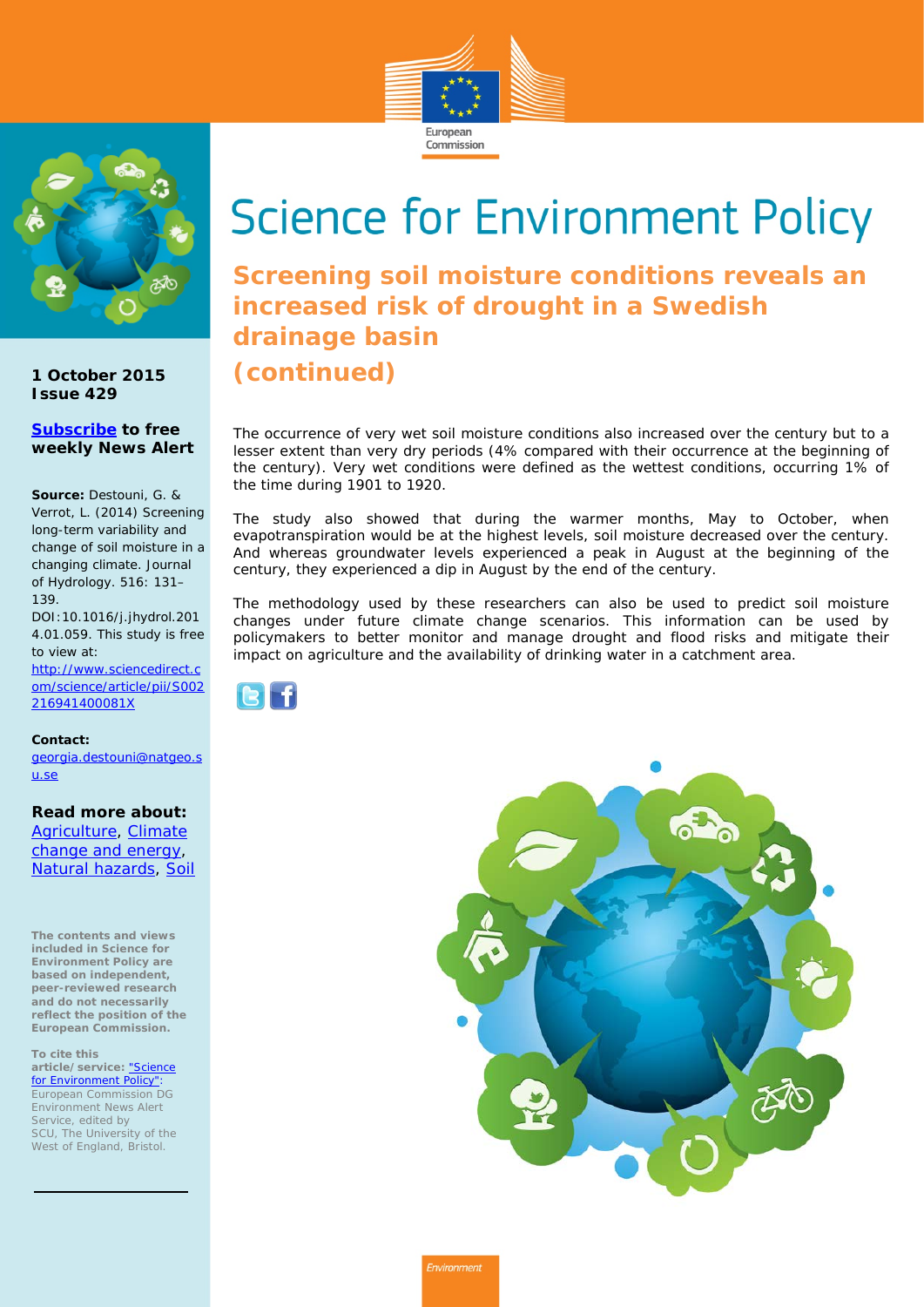# Science for Environment Policy

## Screening soil moisture conditions reveals an increased risk of drought in a Swedish drainage basin (continued)

**1 October 2015**
**Issue 429**

**Subscribe to free weekly News Alert**

**Source:** Destouni, G. & Verrot, L. (2014) Screening long-term variability and change of soil moisture in a changing climate. Journal of Hydrology. 516: 131–139. DOI:10.1016/j.jhydrol.2014.01.059. This study is free to view at: http://www.sciencedirect.com/science/article/pii/S002216941400081X

**Contact:** georgia.destouni@natgeo.su.se

**Read more about:** Agriculture, Climate change and energy, Natural hazards, Soil

**The contents and views included in Science for Environment Policy are based on independent, peer-reviewed research and do not necessarily reflect the position of the European Commission.**

**To cite this article/service:** "Science for Environment Policy": European Commission DG Environment News Alert Service, edited by SCU, The University of the West of England, Bristol.

The occurrence of very wet soil moisture conditions also increased over the century but to a lesser extent than very dry periods (4% compared with their occurrence at the beginning of the century). Very wet conditions were defined as the wettest conditions, occurring 1% of the time during 1901 to 1920.

The study also showed that during the warmer months, May to October, when evapotranspiration would be at the highest levels, soil moisture decreased over the century. And whereas groundwater levels experienced a peak in August at the beginning of the century, they experienced a dip in August by the end of the century.

The methodology used by these researchers can also be used to predict soil moisture changes under future climate change scenarios. This information can be used by policymakers to better monitor and manage drought and flood risks and mitigate their impact on agriculture and the availability of drinking water in a catchment area.